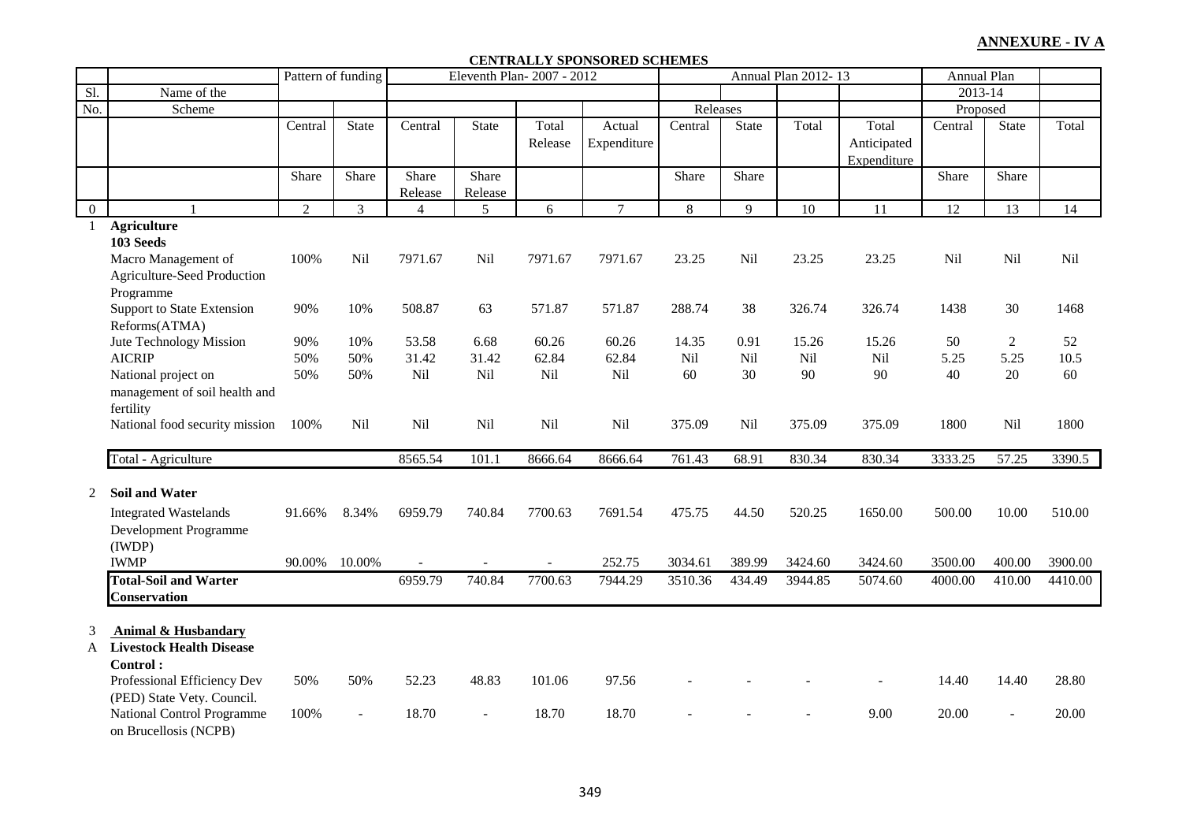**ANNEXURE - IV A**

**CENTRALLY SPONSORED SCHEMES**

| Sl. No. | Name of the Scheme | Pattern of funding | | Eleventh Plan- 2007 - 2012 | | | | Annual Plan 2012- 13 | | | | Annual Plan 2013-14 | | |
|---|---|---|---|---|---|---|---|---|---|---|---|---|---|---|
| | | | | | | | | Releases | | | | Proposed | | |
| | | Central Share | State Share | Central Share Release | State Share Release | Total Release | Actual Expenditure | Central Share | State Share | Total | Total Anticipated Expenditure | Central Share | State Share | Total |
| 0 | 1 | 2 | 3 | 4 | 5 | 6 | 7 | 8 | 9 | 10 | 11 | 12 | 13 | 14 |
| 1 | **Agriculture** | | | | | | | | | | | | | |
| | **103 Seeds** | | | | | | | | | | | | | |
| | Macro Management of Agriculture-Seed Production Programme | 100% | Nil | 7971.67 | Nil | 7971.67 | 7971.67 | 23.25 | Nil | 23.25 | 23.25 | Nil | Nil | Nil |
| | Support to State Extension Reforms(ATMA) | 90% | 10% | 508.87 | 63 | 571.87 | 571.87 | 288.74 | 38 | 326.74 | 326.74 | 1438 | 30 | 1468 |
| | Jute Technology Mission | 90% | 10% | 53.58 | 6.68 | 60.26 | 60.26 | 14.35 | 0.91 | 15.26 | 15.26 | 50 | 2 | 52 |
| | AICRIP | 50% | 50% | 31.42 | 31.42 | 62.84 | 62.84 | Nil | Nil | Nil | Nil | 5.25 | 5.25 | 10.5 |
| | National project on management of soil health and fertility | 50% | 50% | Nil | Nil | Nil | Nil | 60 | 30 | 90 | 90 | 40 | 20 | 60 |
| | National food security mission | 100% | Nil | Nil | Nil | Nil | Nil | 375.09 | Nil | 375.09 | 375.09 | 1800 | Nil | 1800 |
| | Total - Agriculture | | | 8565.54 | 101.1 | 8666.64 | 8666.64 | 761.43 | 68.91 | 830.34 | 830.34 | 3333.25 | 57.25 | 3390.5 |
| 2 | **Soil and Water** | | | | | | | | | | | | | |
| | Integrated Wastelands Development Programme (IWDP) | 91.66% | 8.34% | 6959.79 | 740.84 | 7700.63 | 7691.54 | 475.75 | 44.50 | 520.25 | 1650.00 | 500.00 | 10.00 | 510.00 |
| | IWMP | 90.00% | 10.00% | - | - | - | 252.75 | 3034.61 | 389.99 | 3424.60 | 3424.60 | 3500.00 | 400.00 | 3900.00 |
| | **Total-Soil and Warter Conservation** | | | 6959.79 | 740.84 | 7700.63 | 7944.29 | 3510.36 | 434.49 | 3944.85 | 5074.60 | 4000.00 | 410.00 | 4410.00 |
| 3 | **Animal & Husbandary** | | | | | | | | | | | | | |
| A | **Livestock Health Disease Control :** | | | | | | | | | | | | | |
| | Professional Efficiency Dev (PED) State Vety. Council. | 50% | 50% | 52.23 | 48.83 | 101.06 | 97.56 | - | - | - | - | 14.40 | 14.40 | 28.80 |
| | National Control Programme on Brucellosis (NCPB) | 100% | - | 18.70 | - | 18.70 | 18.70 | - | - | - | 9.00 | 20.00 | - | 20.00 |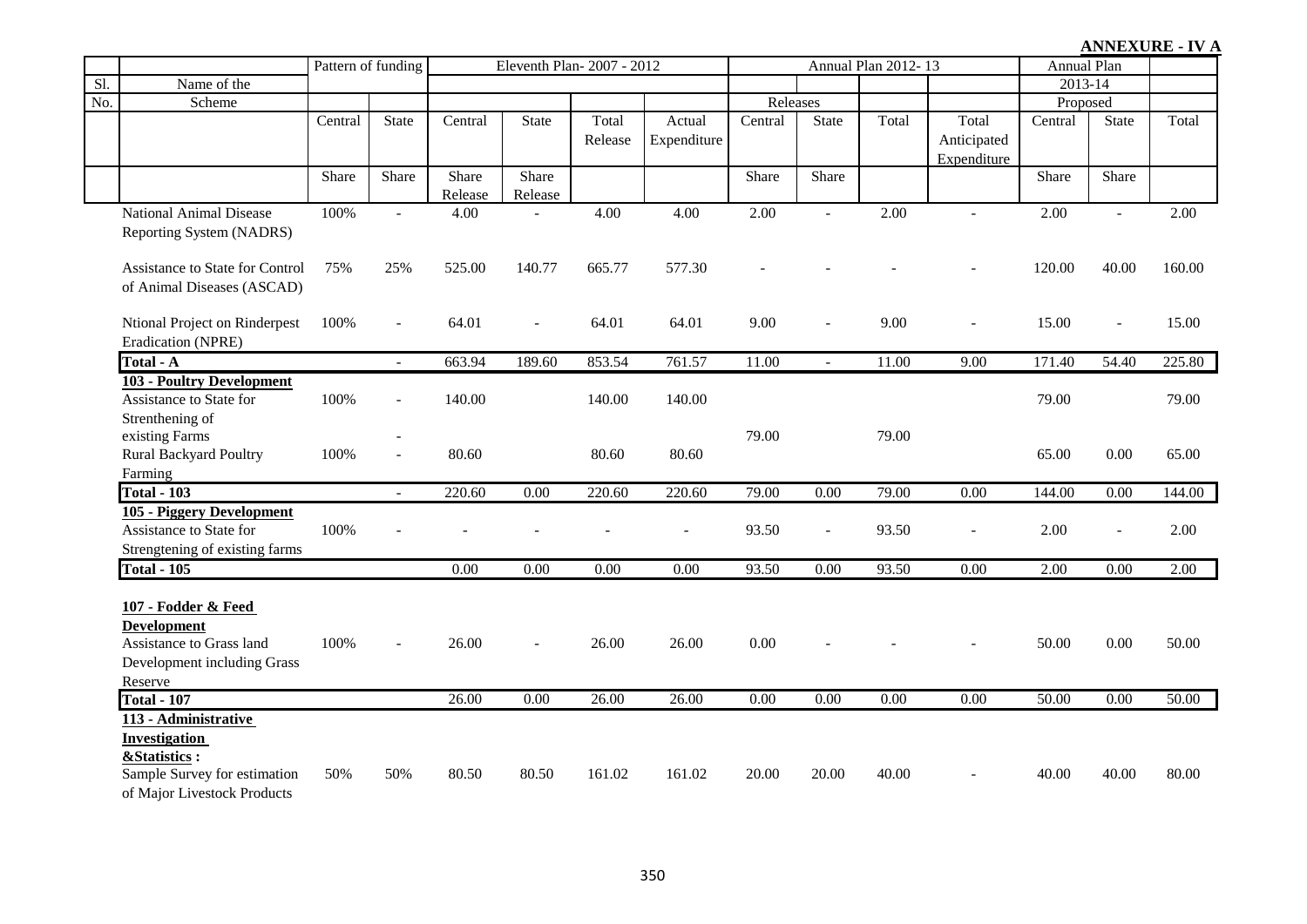**ANNEXURE - IV A**

| Sl. No. | Name of the Scheme | Pattern of funding | | Eleventh Plan- 2007 - 2012 | | | | Annual Plan 2012- 13 | | | | Annual Plan 2013-14 Proposed | | |
|---|---|---|---|---|---|---|---|---|---|---|---|---|---|---|
| | | | | | | | | Releases | | | | | | |
| | | Central Share | State Share | Central Share Release | State Share Release | Total Release | Actual Expenditure | Central Share | State Share | Total | Total Anticipated Expenditure | Central Share | State Share | Total |
| | National Animal Disease Reporting System (NADRS) | 100% | - | 4.00 | - | 4.00 | 4.00 | 2.00 | - | 2.00 | - | 2.00 | - | 2.00 |
| | Assistance to State for Control of Animal Diseases (ASCAD) | 75% | 25% | 525.00 | 140.77 | 665.77 | 577.30 | - | - | - | - | 120.00 | 40.00 | 160.00 |
| | Ntional Project on Rinderpest Eradication (NPRE) | 100% | - | 64.01 | - | 64.01 | 64.01 | 9.00 | - | 9.00 | - | 15.00 | - | 15.00 |
| | **Total - A** | | - | 663.94 | 189.60 | 853.54 | 761.57 | 11.00 | - | 11.00 | 9.00 | 171.40 | 54.40 | 225.80 |
| | **103 - Poultry Development** | | | | | | | | | | | | | |
| | Assistance to State for Strenthening of | 100% | - | 140.00 | | 140.00 | 140.00 | | | | | 79.00 | | 79.00 |
| | existing Farms | | - | | | | | 79.00 | | 79.00 | | | | |
| | Rural Backyard Poultry Farming | 100% | - | 80.60 | | 80.60 | 80.60 | | | | | 65.00 | 0.00 | 65.00 |
| | **Total - 103** | | - | 220.60 | 0.00 | 220.60 | 220.60 | 79.00 | 0.00 | 79.00 | 0.00 | 144.00 | 0.00 | 144.00 |
| | **105 - Piggery Development** | | | | | | | | | | | | | |
| | Assistance to State for Strengtening of existing farms | 100% | - | - | - | - | - | 93.50 | - | 93.50 | - | 2.00 | - | 2.00 |
| | **Total - 105** | | | 0.00 | 0.00 | 0.00 | 0.00 | 93.50 | 0.00 | 93.50 | 0.00 | 2.00 | 0.00 | 2.00 |
| | **107 - Fodder & Feed Development** | | | | | | | | | | | | | |
| | Assistance to Grass land Development including Grass Reserve | 100% | - | 26.00 | - | 26.00 | 26.00 | 0.00 | - | - | - | 50.00 | 0.00 | 50.00 |
| | **Total - 107** | | | 26.00 | 0.00 | 26.00 | 26.00 | 0.00 | 0.00 | 0.00 | 0.00 | 50.00 | 0.00 | 50.00 |
| | **113 - Administrative Investigation &Statistics :** | | | | | | | | | | | | | |
| | Sample Survey for estimation of Major Livestock Products | 50% | 50% | 80.50 | 80.50 | 161.02 | 161.02 | 20.00 | 20.00 | 40.00 | - | 40.00 | 40.00 | 80.00 |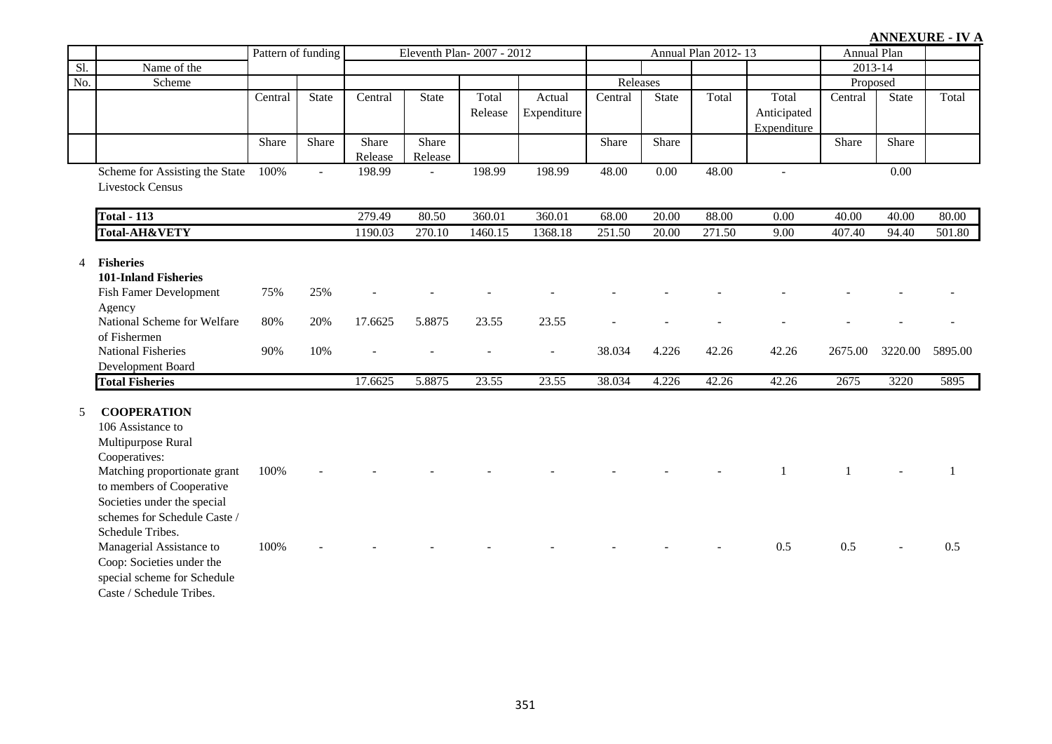**ANNEXURE - IV A**

| Sl. No. | Name of the Scheme | Pattern of funding | | Eleventh Plan- 2007 - 2012 | | | | Annual Plan 2012- 13 | | | | Annual Plan 2013-14 Proposed | | |
|---|---|---|---|---|---|---|---|---|---|---|---|---|---|---|
| | | | | | | | | Releases | | | | | | |
| | | Central Share | State Share | Central Share Release | State Share Release | Total Release | Actual Expenditure | Central Share | State Share | Total | Total Anticipated Expenditure | Central Share | State Share | Total |
| | Scheme for Assisting the State Livestock Census | 100% | - | 198.99 | - | 198.99 | 198.99 | 48.00 | 0.00 | 48.00 | - | | 0.00 | |
| | **Total - 113** | | | 279.49 | 80.50 | 360.01 | 360.01 | 68.00 | 20.00 | 88.00 | 0.00 | 40.00 | 40.00 | 80.00 |
| | **Total-AH&VETY** | | | 1190.03 | 270.10 | 1460.15 | 1368.18 | 251.50 | 20.00 | 271.50 | 9.00 | 407.40 | 94.40 | 501.80 |
| 4 | **Fisheries** | | | | | | | | | | | | | |
| | **101-Inland Fisheries** | | | | | | | | | | | | | |
| | Fish Famer Development Agency | 75% | 25% | - | - | - | - | - | - | - | - | - | - | - |
| | National Scheme for Welfare of Fishermen | 80% | 20% | 17.6625 | 5.8875 | 23.55 | 23.55 | - | - | - | - | - | - | - |
| | National Fisheries Development Board | 90% | 10% | - | - | - | - | 38.034 | 4.226 | 42.26 | 42.26 | 2675.00 | 3220.00 | 5895.00 |
| | **Total Fisheries** | | | 17.6625 | 5.8875 | 23.55 | 23.55 | 38.034 | 4.226 | 42.26 | 42.26 | 2675 | 3220 | 5895 |
| 5 | **COOPERATION** | | | | | | | | | | | | | |
| | 106 Assistance to Multipurpose Rural Cooperatives: | | | | | | | | | | | | | |
| | Matching proportionate grant to members of Cooperative Societies under the special schemes for Schedule Caste / Schedule Tribes. | 100% | - | - | - | - | - | - | - | - | 1 | 1 | - | 1 |
| | Managerial Assistance to Coop: Societies under the special scheme for Schedule Caste / Schedule Tribes. | 100% | - | - | - | - | - | - | - | - | 0.5 | 0.5 | - | 0.5 |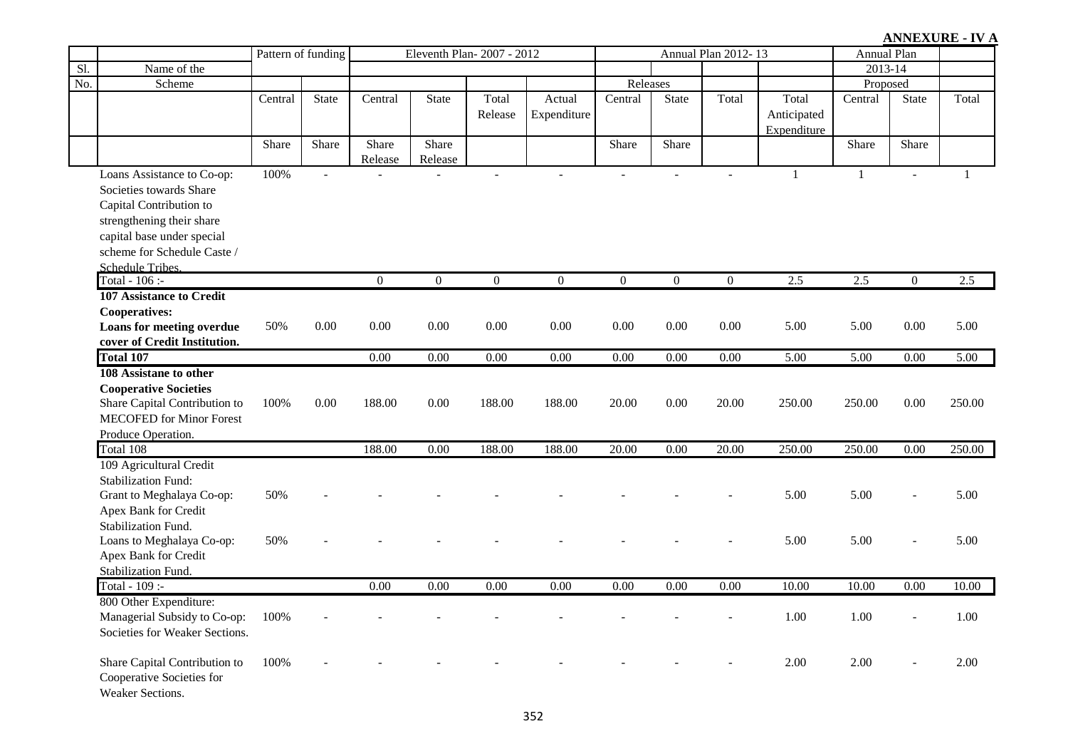**ANNEXURE - IV A**

| Sl. No. | Name of the Scheme | Pattern of funding | | Eleventh Plan- 2007 - 2012 | | | | Annual Plan 2012- 13 | | | | Annual Plan 2013-14 Proposed | | |
|---|---|---|---|---|---|---|---|---|---|---|---|---|---|---|
| | | | | | | | | Releases | | | | | | |
| | | Central | State | Central | State | Total Release | Actual Expenditure | Central | State | Total | Total Anticipated Expenditure | Central | State | Total |
| | | Share | Share | Share Release | Share Release | | | Share | Share | | | Share | Share | |
| | Loans Assistance to Co-op: Societies towards Share Capital Contribution to strengthening their share capital base under special scheme for Schedule Caste / Schedule Tribes. | 100% | - | - | - | - | - | - | - | - | 1 | 1 | - | 1 |
| | Total - 106 :- | | | 0 | 0 | 0 | 0 | 0 | 0 | 0 | 2.5 | 2.5 | 0 | 2.5 |
| | **107 Assistance to Credit Cooperatives:** | | | | | | | | | | | | | |
| | **Loans for meeting overdue cover of Credit Institution.** | 50% | 0.00 | 0.00 | 0.00 | 0.00 | 0.00 | 0.00 | 0.00 | 0.00 | 5.00 | 5.00 | 0.00 | 5.00 |
| | **Total 107** | | | 0.00 | 0.00 | 0.00 | 0.00 | 0.00 | 0.00 | 0.00 | 5.00 | 5.00 | 0.00 | 5.00 |
| | **108 Assistane to other Cooperative Societies** | | | | | | | | | | | | | |
| | Share Capital Contribution to MECOFED for Minor Forest Produce Operation. | 100% | 0.00 | 188.00 | 0.00 | 188.00 | 188.00 | 20.00 | 0.00 | 20.00 | 250.00 | 250.00 | 0.00 | 250.00 |
| | Total 108 | | | 188.00 | 0.00 | 188.00 | 188.00 | 20.00 | 0.00 | 20.00 | 250.00 | 250.00 | 0.00 | 250.00 |
| | 109 Agricultural Credit Stabilization Fund: | | | | | | | | | | | | | |
| | Grant to Meghalaya Co-op: Apex Bank for Credit Stabilization Fund. | 50% | - | - | - | - | - | - | - | - | 5.00 | 5.00 | - | 5.00 |
| | Loans to Meghalaya Co-op: Apex Bank for Credit Stabilization Fund. | 50% | - | - | - | - | - | - | - | - | 5.00 | 5.00 | - | 5.00 |
| | Total - 109 :- | | | 0.00 | 0.00 | 0.00 | 0.00 | 0.00 | 0.00 | 0.00 | 10.00 | 10.00 | 0.00 | 10.00 |
| | 800 Other Expenditure: | | | | | | | | | | | | | |
| | Managerial Subsidy to Co-op: Societies for Weaker Sections. | 100% | - | - | - | - | - | - | - | - | 1.00 | 1.00 | - | 1.00 |
| | Share Capital Contribution to Cooperative Societies for Weaker Sections. | 100% | - | - | - | - | - | - | - | - | 2.00 | 2.00 | - | 2.00 |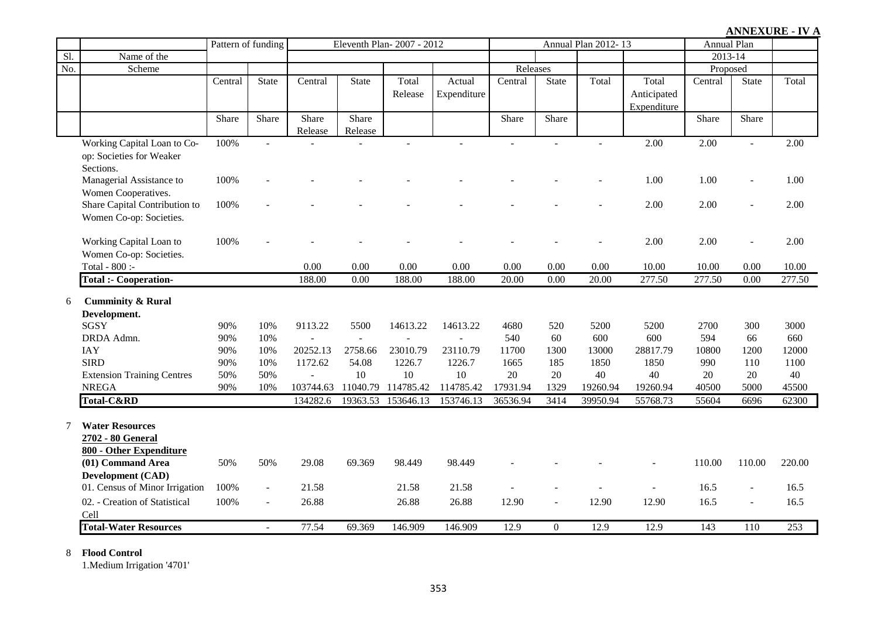**ANNEXURE - IV A**

| Sl. No. | Name of the Scheme | Pattern of funding | | Eleventh Plan- 2007 - 2012 | | | | Annual Plan 2012- 13 | | | | Annual Plan 2013-14 Proposed | | |
|---|---|---|---|---|---|---|---|---|---|---|---|---|---|---|
| | | | | | | | | Releases | | | | | | |
| | | Central | State | Central | State | Total Release | Actual Expenditure | Central | State | Total | Total Anticipated Expenditure | Central | State | Total |
| | | Share | Share | Share Release | Share Release | | | Share | Share | | | Share | Share | |
| | Working Capital Loan to Co-op: Societies for Weaker Sections. | 100% | - | - | - | - | - | - | - | - | 2.00 | 2.00 | - | 2.00 |
| | Managerial Assistance to Women Cooperatives. | 100% | - | - | - | - | - | - | - | - | 1.00 | 1.00 | - | 1.00 |
| | Share Capital Contribution to Women Co-op: Societies. | 100% | - | - | - | - | - | - | - | - | 2.00 | 2.00 | - | 2.00 |
| | Working Capital Loan to Women Co-op: Societies. | 100% | - | - | - | - | - | - | - | - | 2.00 | 2.00 | - | 2.00 |
| | Total - 800 :- | | | 0.00 | 0.00 | 0.00 | 0.00 | 0.00 | 0.00 | 0.00 | 10.00 | 10.00 | 0.00 | 10.00 |
| | **Total :- Cooperation-** | | | 188.00 | 0.00 | 188.00 | 188.00 | 20.00 | 0.00 | 20.00 | 277.50 | 277.50 | 0.00 | 277.50 |
| 6 | **Cumminity & Rural Development.** | | | | | | | | | | | | | |
| | SGSY | 90% | 10% | 9113.22 | 5500 | 14613.22 | 14613.22 | 4680 | 520 | 5200 | 5200 | 2700 | 300 | 3000 |
| | DRDA Admn. | 90% | 10% | - | - | - | - | 540 | 60 | 600 | 600 | 594 | 66 | 660 |
| | IAY | 90% | 10% | 20252.13 | 2758.66 | 23010.79 | 23110.79 | 11700 | 1300 | 13000 | 28817.79 | 10800 | 1200 | 12000 |
| | SIRD | 90% | 10% | 1172.62 | 54.08 | 1226.7 | 1226.7 | 1665 | 185 | 1850 | 1850 | 990 | 110 | 1100 |
| | Extension Training Centres | 50% | 50% | - | 10 | 10 | 10 | 20 | 20 | 40 | 40 | 20 | 20 | 40 |
| | NREGA | 90% | 10% | 103744.63 | 11040.79 | 114785.42 | 114785.42 | 17931.94 | 1329 | 19260.94 | 19260.94 | 40500 | 5000 | 45500 |
| | **Total-C&RD** | | | 134282.6 | 19363.53 | 153646.13 | 153746.13 | 36536.94 | 3414 | 39950.94 | 55768.73 | 55604 | 6696 | 62300 |
| 7 | **Water Resources** | | | | | | | | | | | | | |
| | **2702 - 80 General** | | | | | | | | | | | | | |
| | **800 - Other Expenditure** | | | | | | | | | | | | | |
| | **(01) Command Area Development (CAD)** | 50% | 50% | 29.08 | 69.369 | 98.449 | 98.449 | - | - | - | - | 110.00 | 110.00 | 220.00 |
| | 01. Census of Minor Irrigation | 100% | - | 21.58 | | 21.58 | 21.58 | - | - | - | - | 16.5 | - | 16.5 |
| | 02. - Creation of Statistical Cell | 100% | - | 26.88 | | 26.88 | 26.88 | 12.90 | - | 12.90 | 12.90 | 16.5 | - | 16.5 |
| | **Total-Water Resources** | | - | 77.54 | 69.369 | 146.909 | 146.909 | 12.9 | 0 | 12.9 | 12.9 | 143 | 110 | 253 |

8 **Flood Control**

1.Medium Irrigation '4701'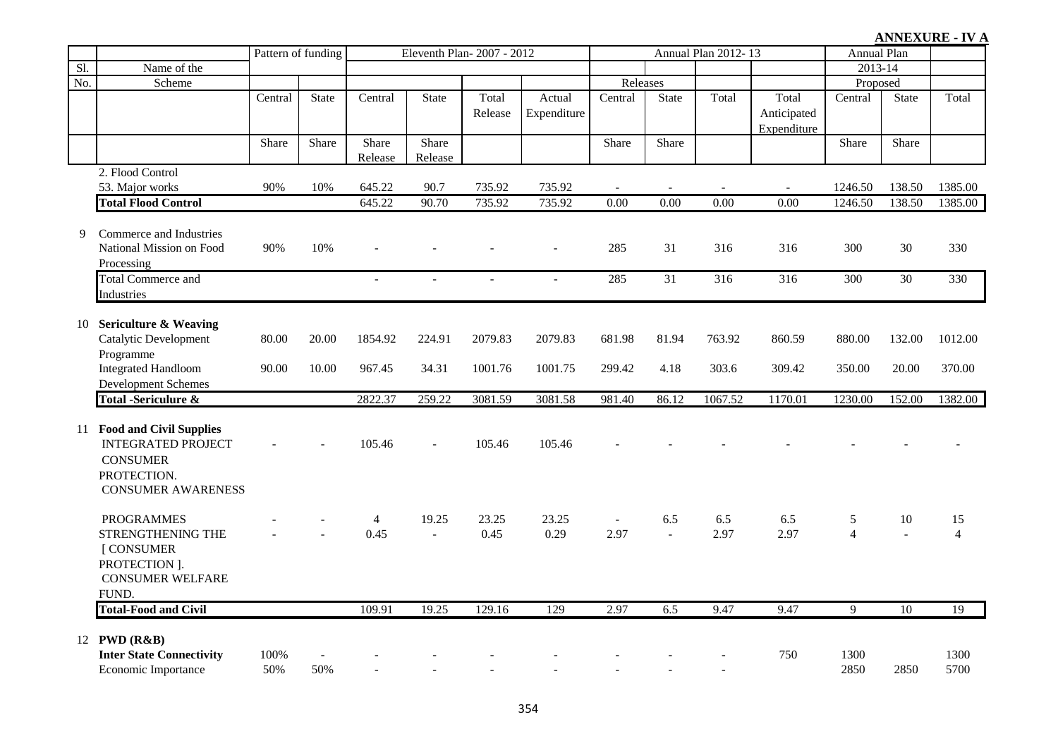**ANNEXURE - IV A**

| Sl. No. | Name of the Scheme | Pattern of funding | | Eleventh Plan- 2007 - 2012 | | | | Annual Plan 2012- 13 | | | | Annual Plan 2013-14 Proposed | | |
|---|---|---|---|---|---|---|---|---|---|---|---|---|---|---|
| | | | | | | | | Releases | | | | | | |
| | | Central Share | State Share | Central Share Release | State Share Release | Total Release | Actual Expenditure | Central Share | State Share | Total | Total Anticipated Expenditure | Central Share | State Share | Total |
| | 2. Flood Control | | | | | | | | | | | | | |
| | 53. Major works | 90% | 10% | 645.22 | 90.7 | 735.92 | 735.92 | - | - | - | - | 1246.50 | 138.50 | 1385.00 |
| | **Total Flood Control** | | | 645.22 | 90.70 | 735.92 | 735.92 | 0.00 | 0.00 | 0.00 | 0.00 | 1246.50 | 138.50 | 1385.00 |
| 9 | Commerce and Industries | | | | | | | | | | | | | |
| | National Mission on Food Processing | 90% | 10% | - | - | - | - | 285 | 31 | 316 | 316 | 300 | 30 | 330 |
| | Total Commerce and Industries | | | - | - | - | - | 285 | 31 | 316 | 316 | 300 | 30 | 330 |
| 10 | **Sericulture & Weaving** | | | | | | | | | | | | | |
| | Catalytic Development Programme | 80.00 | 20.00 | 1854.92 | 224.91 | 2079.83 | 2079.83 | 681.98 | 81.94 | 763.92 | 860.59 | 880.00 | 132.00 | 1012.00 |
| | Integrated Handloom Development Schemes | 90.00 | 10.00 | 967.45 | 34.31 | 1001.76 | 1001.75 | 299.42 | 4.18 | 303.6 | 309.42 | 350.00 | 20.00 | 370.00 |
| | **Total -Sericulure &** | | | 2822.37 | 259.22 | 3081.59 | 3081.58 | 981.40 | 86.12 | 1067.52 | 1170.01 | 1230.00 | 152.00 | 1382.00 |
| 11 | **Food and Civil Supplies** | | | | | | | | | | | | | |
| | INTEGRATED PROJECT CONSUMER PROTECTION. | - | - | 105.46 | - | 105.46 | 105.46 | - | - | - | - | - | - | - |
| | CONSUMER AWARENESS PROGRAMMES | - | - | 4 | 19.25 | 23.25 | 23.25 | - | 6.5 | 6.5 | 6.5 | 5 | 10 | 15 |
| | STRENGTHENING THE [ CONSUMER PROTECTION ]. CONSUMER WELFARE FUND. | - | - | 0.45 | - | 0.45 | 0.29 | 2.97 | - | 2.97 | 2.97 | 4 | - | 4 |
| | **Total-Food and Civil** | | | 109.91 | 19.25 | 129.16 | 129 | 2.97 | 6.5 | 9.47 | 9.47 | 9 | 10 | 19 |
| 12 | **PWD (R&B)** | | | | | | | | | | | | | |
| | **Inter State Connectivity** | 100% | - | - | - | - | - | - | - | - | 750 | 1300 | | 1300 |
| | Economic Importance | 50% | 50% | - | - | - | - | - | - | - | | 2850 | 2850 | 5700 |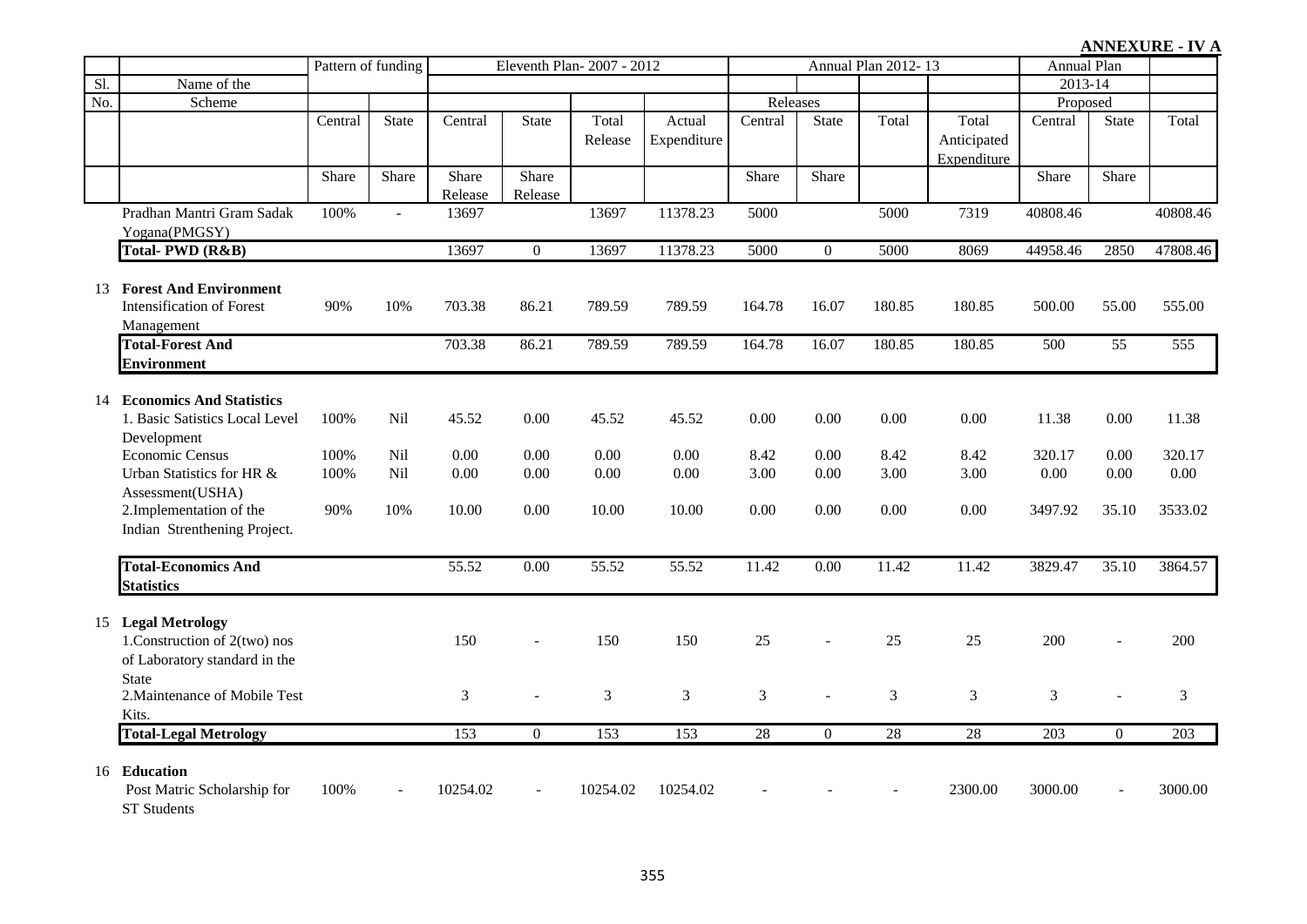**ANNEXURE - IV A**

| Sl. No. | Name of the Scheme | Pattern of funding | | Eleventh Plan- 2007 - 2012 | | | | Annual Plan 2012- 13 | | | | Annual Plan 2013-14 Proposed | | |
|---|---|---|---|---|---|---|---|---|---|---|---|---|---|---|
| | | | | | | | | Releases | | | | | | |
| | | Central Share | State Share | Central Share Release | State Share Release | Total Release | Actual Expenditure | Central Share | State Share | Total | Total Anticipated Expenditure | Central Share | State Share | Total |
| | Pradhan Mantri Gram Sadak Yogana(PMGSY) | 100% | - | 13697 | | 13697 | 11378.23 | 5000 | | 5000 | 7319 | 40808.46 | | 40808.46 |
| | **Total- PWD (R&B)** | | | 13697 | 0 | 13697 | 11378.23 | 5000 | 0 | 5000 | 8069 | 44958.46 | 2850 | 47808.46 |
| 13 | **Forest And Environment** | | | | | | | | | | | | | |
| | Intensification of Forest Management | 90% | 10% | 703.38 | 86.21 | 789.59 | 789.59 | 164.78 | 16.07 | 180.85 | 180.85 | 500.00 | 55.00 | 555.00 |
| | **Total-Forest And Environment** | | | 703.38 | 86.21 | 789.59 | 789.59 | 164.78 | 16.07 | 180.85 | 180.85 | 500 | 55 | 555 |
| 14 | **Economics And Statistics** | | | | | | | | | | | | | |
| | 1. Basic Satistics Local Level Development | 100% | Nil | 45.52 | 0.00 | 45.52 | 45.52 | 0.00 | 0.00 | 0.00 | 0.00 | 11.38 | 0.00 | 11.38 |
| | Economic Census | 100% | Nil | 0.00 | 0.00 | 0.00 | 0.00 | 8.42 | 0.00 | 8.42 | 8.42 | 320.17 | 0.00 | 320.17 |
| | Urban Statistics for HR & Assessment(USHA) | 100% | Nil | 0.00 | 0.00 | 0.00 | 0.00 | 3.00 | 0.00 | 3.00 | 3.00 | 0.00 | 0.00 | 0.00 |
| | 2.Implementation of the Indian Strenthening Project. | 90% | 10% | 10.00 | 0.00 | 10.00 | 10.00 | 0.00 | 0.00 | 0.00 | 0.00 | 3497.92 | 35.10 | 3533.02 |
| | **Total-Economics And Statistics** | | | 55.52 | 0.00 | 55.52 | 55.52 | 11.42 | 0.00 | 11.42 | 11.42 | 3829.47 | 35.10 | 3864.57 |
| 15 | **Legal Metrology** | | | | | | | | | | | | | |
| | 1.Construction of 2(two) nos of Laboratory standard in the State | | | 150 | - | 150 | 150 | 25 | - | 25 | 25 | 200 | - | 200 |
| | 2.Maintenance of Mobile Test Kits. | | | 3 | - | 3 | 3 | 3 | - | 3 | 3 | 3 | - | 3 |
| | **Total-Legal Metrology** | | | 153 | 0 | 153 | 153 | 28 | 0 | 28 | 28 | 203 | 0 | 203 |
| 16 | **Education** | | | | | | | | | | | | | |
| | Post Matric Scholarship for ST Students | 100% | - | 10254.02 | - | 10254.02 | 10254.02 | - | - | - | 2300.00 | 3000.00 | - | 3000.00 |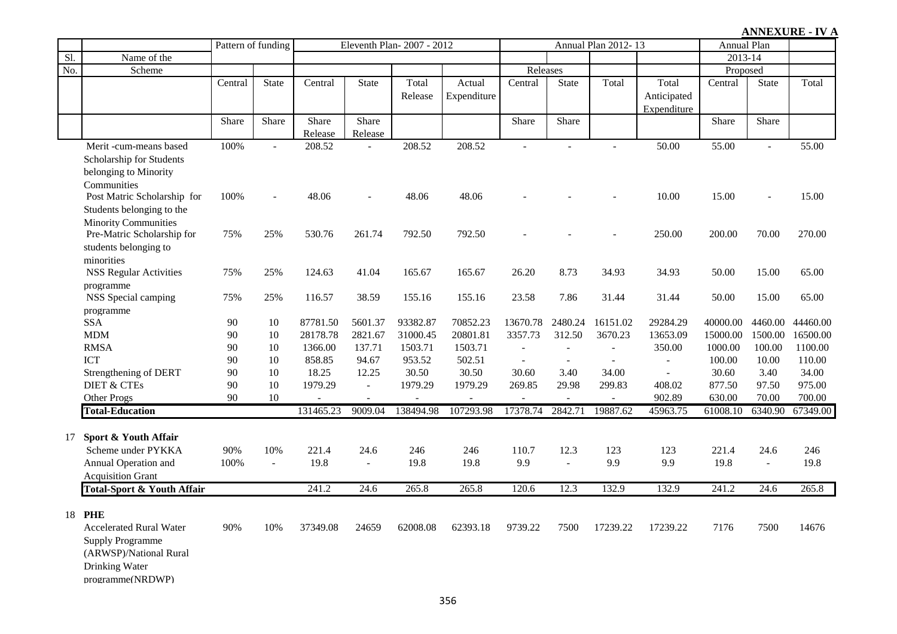**ANNEXURE - IV A**

| Sl. No. | Name of the Scheme | Pattern of funding | | Eleventh Plan- 2007 - 2012 | | | | Annual Plan 2012- 13 | | | | Annual Plan 2013-14 Proposed | | |
|---|---|---|---|---|---|---|---|---|---|---|---|---|---|---|
| | | | | | | | | Releases | | | | | | |
| | | Central Share | State Share | Central Share Release | State Share Release | Total Release | Actual Expenditure | Central Share | State Share | Total | Total Anticipated Expenditure | Central Share | State Share | Total |
| | Merit -cum-means based Scholarship for Students belonging to Minority Communities | 100% | - | 208.52 | - | 208.52 | 208.52 | - | - | - | 50.00 | 55.00 | - | 55.00 |
| | Post Matric Scholarship for Students belonging to the Minority Communities | 100% | - | 48.06 | - | 48.06 | 48.06 | - | - | - | 10.00 | 15.00 | - | 15.00 |
| | Pre-Matric Scholarship for students belonging to minorities | 75% | 25% | 530.76 | 261.74 | 792.50 | 792.50 | - | - | - | 250.00 | 200.00 | 70.00 | 270.00 |
| | NSS Regular Activities programme | 75% | 25% | 124.63 | 41.04 | 165.67 | 165.67 | 26.20 | 8.73 | 34.93 | 34.93 | 50.00 | 15.00 | 65.00 |
| | NSS Special camping programme | 75% | 25% | 116.57 | 38.59 | 155.16 | 155.16 | 23.58 | 7.86 | 31.44 | 31.44 | 50.00 | 15.00 | 65.00 |
| | SSA | 90 | 10 | 87781.50 | 5601.37 | 93382.87 | 70852.23 | 13670.78 | 2480.24 | 16151.02 | 29284.29 | 40000.00 | 4460.00 | 44460.00 |
| | MDM | 90 | 10 | 28178.78 | 2821.67 | 31000.45 | 20801.81 | 3357.73 | 312.50 | 3670.23 | 13653.09 | 15000.00 | 1500.00 | 16500.00 |
| | RMSA | 90 | 10 | 1366.00 | 137.71 | 1503.71 | 1503.71 | - | - | - | 350.00 | 1000.00 | 100.00 | 1100.00 |
| | ICT | 90 | 10 | 858.85 | 94.67 | 953.52 | 502.51 | - | - | - | - | 100.00 | 10.00 | 110.00 |
| | Strengthening of DERT | 90 | 10 | 18.25 | 12.25 | 30.50 | 30.50 | 30.60 | 3.40 | 34.00 | - | 30.60 | 3.40 | 34.00 |
| | DIET & CTEs | 90 | 10 | 1979.29 | - | 1979.29 | 1979.29 | 269.85 | 29.98 | 299.83 | 408.02 | 877.50 | 97.50 | 975.00 |
| | Other Progs | 90 | 10 | - | - | - | - | - | - | - | 902.89 | 630.00 | 70.00 | 700.00 |
| | **Total-Education** | | | 131465.23 | 9009.04 | 138494.98 | 107293.98 | 17378.74 | 2842.71 | 19887.62 | 45963.75 | 61008.10 | 6340.90 | 67349.00 |
| 17 | **Sport & Youth Affair** | | | | | | | | | | | | | |
| | Scheme under PYKKA | 90% | 10% | 221.4 | 24.6 | 246 | 246 | 110.7 | 12.3 | 123 | 123 | 221.4 | 24.6 | 246 |
| | Annual Operation and Acquisition Grant | 100% | - | 19.8 | - | 19.8 | 19.8 | 9.9 | - | 9.9 | 9.9 | 19.8 | - | 19.8 |
| | **Total-Sport & Youth Affair** | | | 241.2 | 24.6 | 265.8 | 265.8 | 120.6 | 12.3 | 132.9 | 132.9 | 241.2 | 24.6 | 265.8 |
| 18 | **PHE** | | | | | | | | | | | | | |
| | Accelerated Rural Water Supply Programme (ARWSP)/National Rural Drinking Water programme(NRDWP) | 90% | 10% | 37349.08 | 24659 | 62008.08 | 62393.18 | 9739.22 | 7500 | 17239.22 | 17239.22 | 7176 | 7500 | 14676 |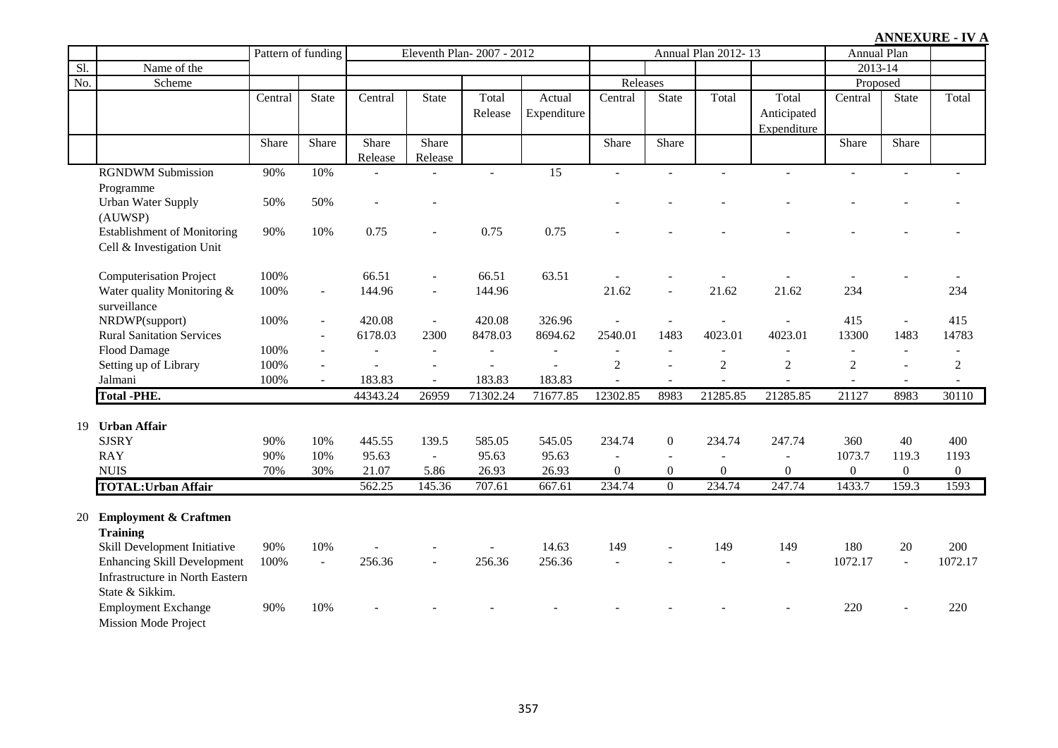**ANNEXURE - IV A**

| Sl. No. | Name of the Scheme | Pattern of funding | | Eleventh Plan- 2007 - 2012 | | | | Annual Plan 2012- 13 | | | | Annual Plan 2013-14 Proposed | | |
|---|---|---|---|---|---|---|---|---|---|---|---|---|---|---|
| | | | | | | | | Releases | | | | | | |
| | | Central Share | State Share | Central Share Release | State Share Release | Total Release | Actual Expenditure | Central Share | State Share | Total | Total Anticipated Expenditure | Central Share | State Share | Total |
| | RGNDWM Submission Programme | 90% | 10% | - | - | - | 15 | - | - | - | - | - | - | - |
| | Urban Water Supply (AUWSP) | 50% | 50% | - | - | | | - | - | - | - | - | - | - |
| | Establishment of Monitoring Cell & Investigation Unit | 90% | 10% | 0.75 | - | 0.75 | 0.75 | - | - | - | - | - | - | - |
| | Computerisation Project | 100% | | 66.51 | - | 66.51 | 63.51 | - | - | - | - | - | - | - |
| | Water quality Monitoring & surveillance | 100% | - | 144.96 | - | 144.96 | | 21.62 | - | 21.62 | 21.62 | 234 | | 234 |
| | NRDWP(support) | 100% | - | 420.08 | - | 420.08 | 326.96 | - | - | - | - | 415 | - | 415 |
| | Rural Sanitation Services | | - | 6178.03 | 2300 | 8478.03 | 8694.62 | 2540.01 | 1483 | 4023.01 | 4023.01 | 13300 | 1483 | 14783 |
| | Flood Damage | 100% | - | - | - | - | - | - | - | - | - | - | - | - |
| | Setting up of Library | 100% | - | - | - | - | - | 2 | - | 2 | 2 | 2 | - | 2 |
| | Jalmani | 100% | - | 183.83 | - | 183.83 | 183.83 | - | - | - | - | - | - | - |
| | **Total -PHE.** | | | 44343.24 | 26959 | 71302.24 | 71677.85 | 12302.85 | 8983 | 21285.85 | 21285.85 | 21127 | 8983 | 30110 |
| 19 | **Urban Affair** | | | | | | | | | | | | | |
| | SJSRY | 90% | 10% | 445.55 | 139.5 | 585.05 | 545.05 | 234.74 | 0 | 234.74 | 247.74 | 360 | 40 | 400 |
| | RAY | 90% | 10% | 95.63 | - | 95.63 | 95.63 | - | - | - | - | 1073.7 | 119.3 | 1193 |
| | NUIS | 70% | 30% | 21.07 | 5.86 | 26.93 | 26.93 | 0 | 0 | 0 | 0 | 0 | 0 | 0 |
| | **TOTAL:Urban Affair** | | | 562.25 | 145.36 | 707.61 | 667.61 | 234.74 | 0 | 234.74 | 247.74 | 1433.7 | 159.3 | 1593 |
| 20 | **Employment & Craftmen Training** | | | | | | | | | | | | | |
| | Skill Development Initiative | 90% | 10% | - | - | - | 14.63 | 149 | - | 149 | 149 | 180 | 20 | 200 |
| | Enhancing Skill Development Infrastructure in North Eastern State & Sikkim. | 100% | - | 256.36 | - | 256.36 | 256.36 | - | - | - | - | 1072.17 | - | 1072.17 |
| | Employment Exchange Mission Mode Project | 90% | 10% | - | - | - | - | - | - | - | - | 220 | - | 220 |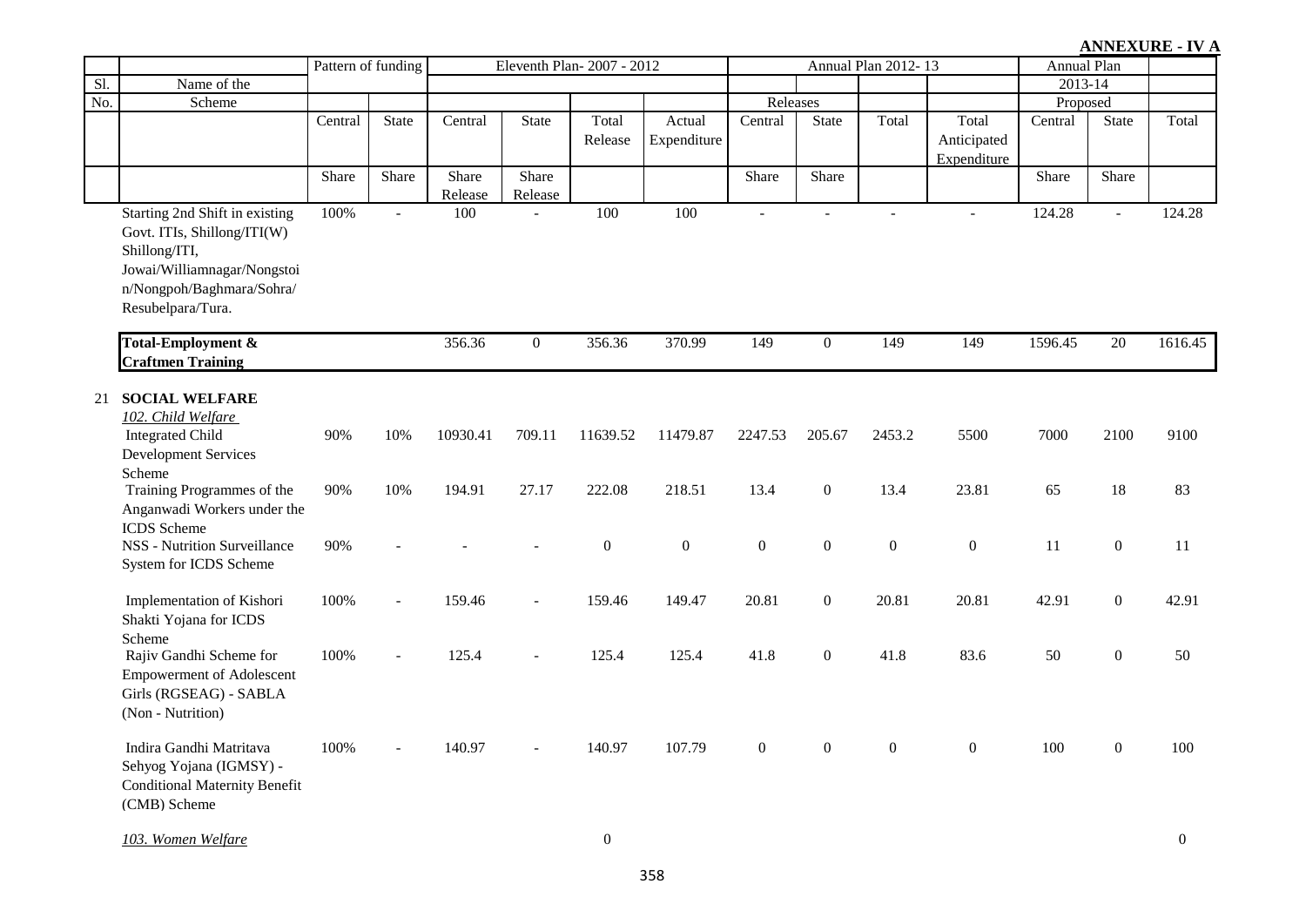**ANNEXURE - IV A**

| Sl. No. | Name of the Scheme | Pattern of funding | | Eleventh Plan- 2007 - 2012 | | | | Annual Plan 2012- 13 | | | | Annual Plan 2013-14 Proposed | | |
|---|---|---|---|---|---|---|---|---|---|---|---|---|---|---|
| | | | | | | | | Releases | | | | | | |
| | | Central Share | State Share | Central Share Release | State Share Release | Total Release | Actual Expenditure | Central Share | State Share | Total | Total Anticipated Expenditure | Central Share | State Share | Total |
| | Starting 2nd Shift in existing Govt. ITIs, Shillong/ITI(W) Shillong/ITI, Jowai/Williamnagar/Nongstoin/Nongpoh/Baghmara/Sohra/Resubelpara/Tura. | 100% | - | 100 | - | 100 | 100 | - | - | - | - | 124.28 | - | 124.28 |
| | **Total-Employment & Craftmen Training** | | | 356.36 | 0 | 356.36 | 370.99 | 149 | 0 | 149 | 149 | 1596.45 | 20 | 1616.45 |
| 21 | **SOCIAL WELFARE** | | | | | | | | | | | | | |
| | *102. Child Welfare* | | | | | | | | | | | | | |
| | Integrated Child Development Services Scheme | 90% | 10% | 10930.41 | 709.11 | 11639.52 | 11479.87 | 2247.53 | 205.67 | 2453.2 | 5500 | 7000 | 2100 | 9100 |
| | Training Programmes of the Anganwadi Workers under the ICDS Scheme | 90% | 10% | 194.91 | 27.17 | 222.08 | 218.51 | 13.4 | 0 | 13.4 | 23.81 | 65 | 18 | 83 |
| | NSS - Nutrition Surveillance System for ICDS Scheme | 90% | - | - | - | 0 | 0 | 0 | 0 | 0 | 0 | 11 | 0 | 11 |
| | Implementation of Kishori Shakti Yojana for ICDS Scheme | 100% | - | 159.46 | - | 159.46 | 149.47 | 20.81 | 0 | 20.81 | 20.81 | 42.91 | 0 | 42.91 |
| | Rajiv Gandhi Scheme for Empowerment of Adolescent Girls (RGSEAG) - SABLA (Non - Nutrition) | 100% | - | 125.4 | - | 125.4 | 125.4 | 41.8 | 0 | 41.8 | 83.6 | 50 | 0 | 50 |
| | Indira Gandhi Matritava Sehyog Yojana (IGMSY) - Conditional Maternity Benefit (CMB) Scheme | 100% | - | 140.97 | - | 140.97 | 107.79 | 0 | 0 | 0 | 0 | 100 | 0 | 100 |
| | *103. Women Welfare* | | | | | 0 | | | | | | | | 0 |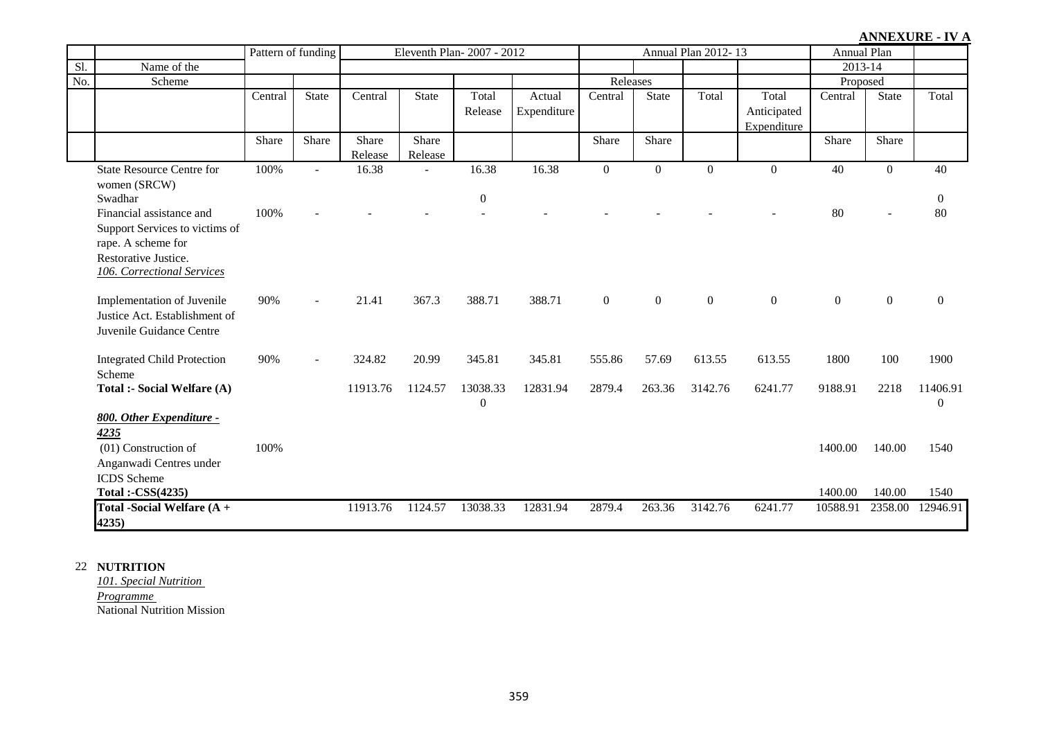**ANNEXURE - IV A**

| Sl. No. | Name of the Scheme | Pattern of funding | | Eleventh Plan- 2007 - 2012 | | | | Annual Plan 2012- 13 | | | | Annual Plan 2013-14 Proposed | | |
|---|---|---|---|---|---|---|---|---|---|---|---|---|---|---|
| | | | | | | | | Releases | | | | | | |
| | | Central Share | State Share | Central Share Release | State Share Release | Total Release | Actual Expenditure | Central Share | State Share | Total | Total Anticipated Expenditure | Central Share | State Share | Total |
| | State Resource Centre for women (SRCW) | 100% | - | 16.38 | - | 16.38 | 16.38 | 0 | 0 | 0 | 0 | 40 | 0 | 40 |
| | Swadhar | | | | | 0 | | | | | | | | 0 |
| | Financial assistance and Support Services to victims of rape. A scheme for Restorative Justice. | 100% | - | - | - | - | - | - | - | - | - | 80 | - | 80 |
| | *106. Correctional Services* | | | | | | | | | | | | | |
| | Implementation of Juvenile Justice Act. Establishment of Juvenile Guidance Centre | 90% | - | 21.41 | 367.3 | 388.71 | 388.71 | 0 | 0 | 0 | 0 | 0 | 0 | 0 |
| | Integrated Child Protection Scheme | 90% | - | 324.82 | 20.99 | 345.81 | 345.81 | 555.86 | 57.69 | 613.55 | 613.55 | 1800 | 100 | 1900 |
| | **Total :- Social Welfare (A)** | | | 11913.76 | 1124.57 | 13038.33 0 | 12831.94 | 2879.4 | 263.36 | 3142.76 | 6241.77 | 9188.91 | 2218 | 11406.91 0 |
| | ***800. Other Expenditure - 4235*** | | | | | | | | | | | | | |
| | (01) Construction of Anganwadi Centres under ICDS Scheme | 100% | | | | | | | | | | 1400.00 | 140.00 | 1540 |
| | **Total :-CSS(4235)** | | | | | | | | | | | 1400.00 | 140.00 | 1540 |
| | **Total -Social Welfare (A + 4235)** | | | 11913.76 | 1124.57 | 13038.33 | 12831.94 | 2879.4 | 263.36 | 3142.76 | 6241.77 | 10588.91 | 2358.00 | 12946.91 |

22 **NUTRITION**

*101. Special Nutrition Programme*

National Nutrition Mission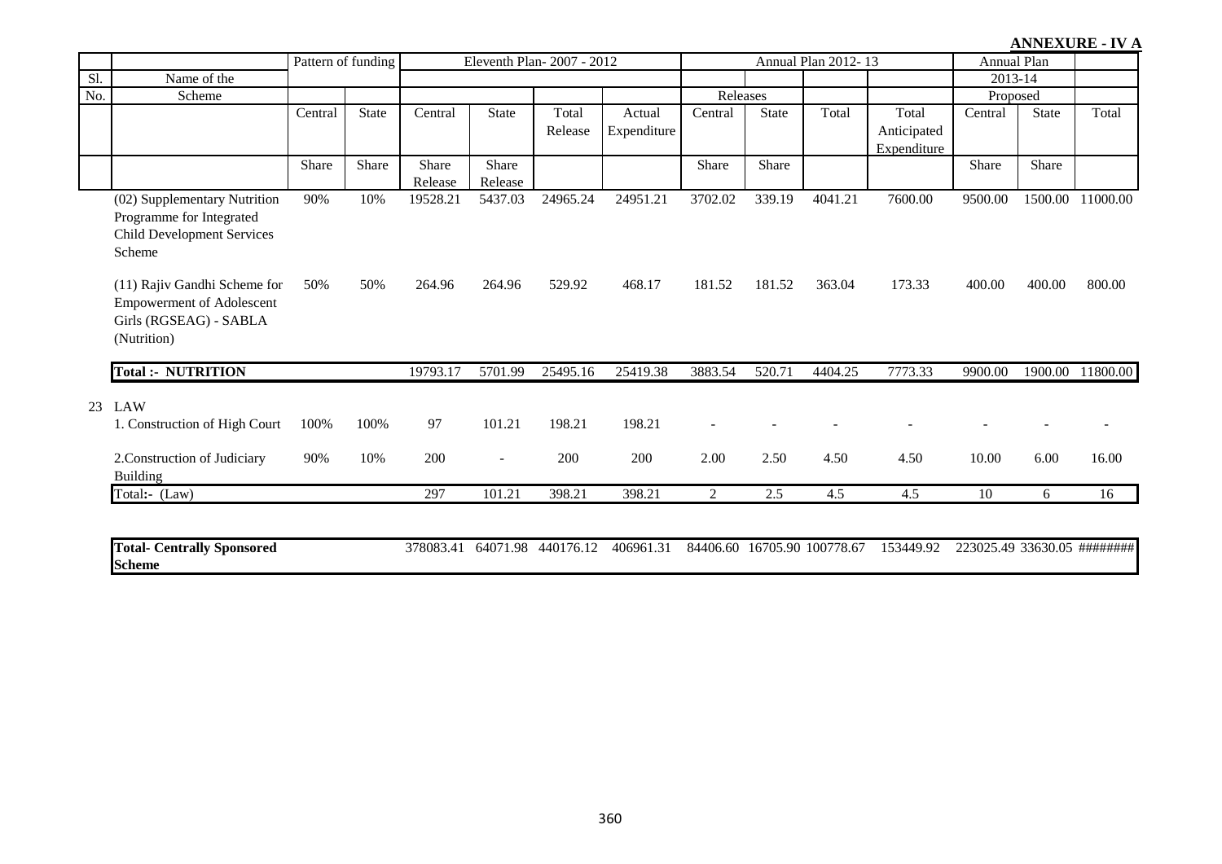**ANNEXURE - IV A**

| Sl. No. | Name of the Scheme | Pattern of funding | | Eleventh Plan- 2007 - 2012 | | | | Annual Plan 2012- 13 | | | | Annual Plan 2013-14 Proposed | | |
|---|---|---|---|---|---|---|---|---|---|---|---|---|---|---|
| | | | | | | | | Releases | | | | | | |
| | | Central Share | State Share | Central Share Release | State Share Release | Total Release | Actual Expenditure | Central Share | State Share | Total | Total Anticipated Expenditure | Central Share | State Share | Total |
| | (02) Supplementary Nutrition Programme for Integrated Child Development Services Scheme | 90% | 10% | 19528.21 | 5437.03 | 24965.24 | 24951.21 | 3702.02 | 339.19 | 4041.21 | 7600.00 | 9500.00 | 1500.00 | 11000.00 |
| | (11) Rajiv Gandhi Scheme for Empowerment of Adolescent Girls (RGSEAG) - SABLA (Nutrition) | 50% | 50% | 264.96 | 264.96 | 529.92 | 468.17 | 181.52 | 181.52 | 363.04 | 173.33 | 400.00 | 400.00 | 800.00 |
| | **Total :- NUTRITION** | | | 19793.17 | 5701.99 | 25495.16 | 25419.38 | 3883.54 | 520.71 | 4404.25 | 7773.33 | 9900.00 | 1900.00 | 11800.00 |
| 23 | LAW | | | | | | | | | | | | | |
| | 1. Construction of High Court | 100% | 100% | 97 | 101.21 | 198.21 | 198.21 | - | - | - | - | - | - | - |
| | 2.Construction of Judiciary Building | 90% | 10% | 200 | - | 200 | 200 | 2.00 | 2.50 | 4.50 | 4.50 | 10.00 | 6.00 | 16.00 |
| | Total:- (Law) | | | 297 | 101.21 | 398.21 | 398.21 | 2 | 2.5 | 4.5 | 4.5 | 10 | 6 | 16 |
| | **Total- Centrally Sponsored Scheme** | | | 378083.41 | 64071.98 | 440176.12 | 406961.31 | 84406.60 | 16705.90 | 100778.67 | 153449.92 | 223025.49 | 33630.05 | ######## |